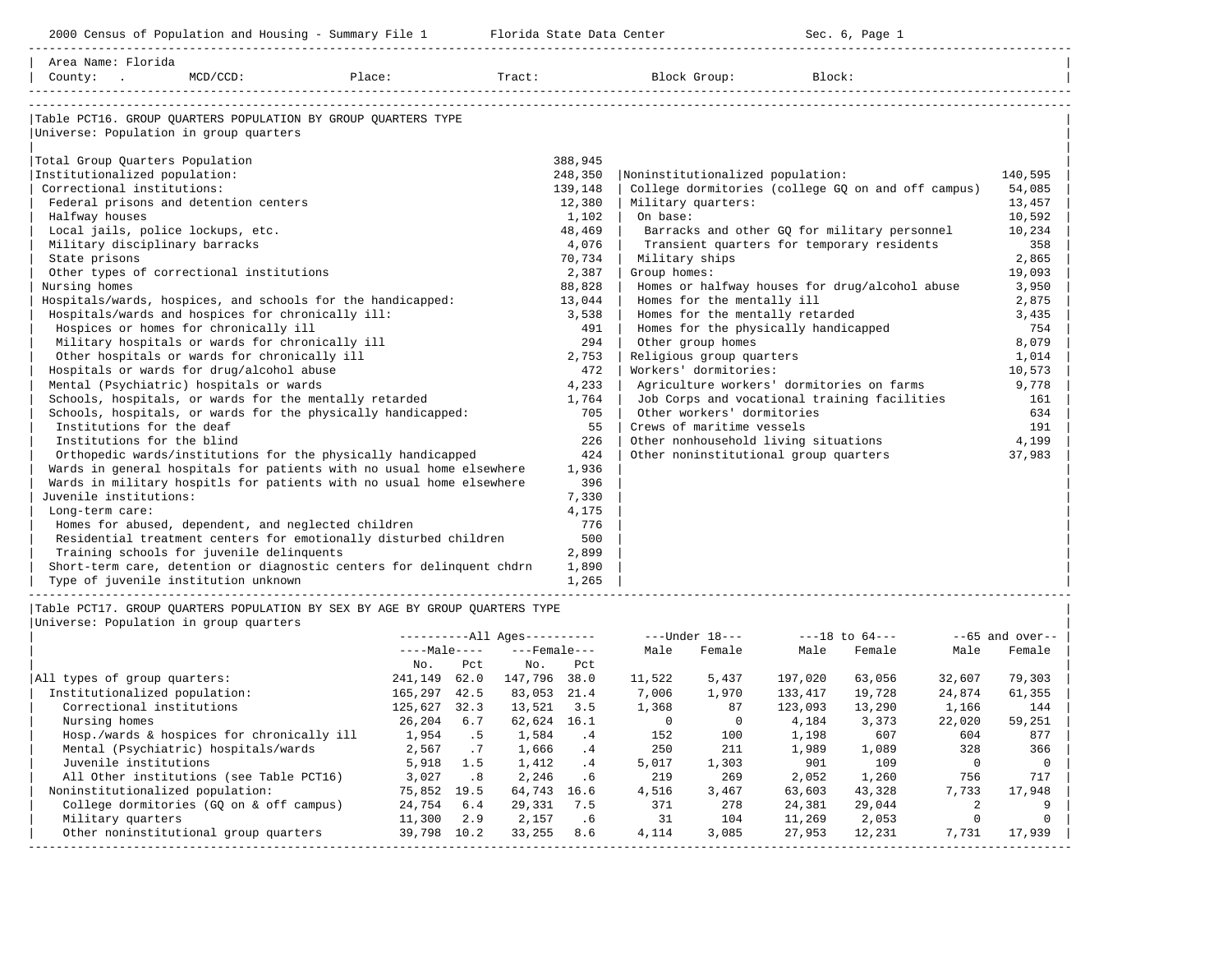Area Name: Florida

County: . MCD/CCD: Place: Tract: Block Group: Block:

## Table PCT16. GROUP QUARTERS POPULATION BY GROUP QUARTERS TYPE

Universe: Population in group quarters

| Category | Count |
|---|---|
| Total Group Quarters Population | 388,945 |
| Institutionalized population: | 248,350 |
| Correctional institutions: | 139,148 |
| Federal prisons and detention centers | 12,380 |
| Halfway houses | 1,102 |
| Local jails, police lockups, etc. | 48,469 |
| Military disciplinary barracks | 4,076 |
| State prisons | 70,734 |
| Other types of correctional institutions | 2,387 |
| Nursing homes | 88,828 |
| Hospitals/wards, hospices, and schools for the handicapped: | 13,044 |
| Hospitals/wards and hospices for chronically ill: | 3,538 |
| Hospices or homes for chronically ill | 491 |
| Military hospitals or wards for chronically ill | 294 |
| Other hospitals or wards for chronically ill | 2,753 |
| Hospitals or wards for drug/alcohol abuse | 472 |
| Mental (Psychiatric) hospitals or wards | 4,233 |
| Schools, hospitals, or wards for the mentally retarded | 1,764 |
| Schools, hospitals, or wards for the physically handicapped: | 705 |
| Institutions for the deaf | 55 |
| Institutions for the blind | 226 |
| Orthopedic wards/institutions for the physically handicapped | 424 |
| Wards in general hospitals for patients with no usual home elsewhere | 1,936 |
| Wards in military hospitls for patients with no usual home elsewhere | 396 |
| Juvenile institutions: | 7,330 |
| Long-term care: | 4,175 |
| Homes for abused, dependent, and neglected children | 776 |
| Residential treatment centers for emotionally disturbed children | 500 |
| Training schools for juvenile delinquents | 2,899 |
| Short-term care, detention or diagnostic centers for delinquent chdrn | 1,890 |
| Type of juvenile institution unknown | 1,265 |
| Noninstitutionalized population: | 140,595 |
| College dormitories (college GQ on and off campus) | 54,085 |
| Military quarters: | 13,457 |
| On base: | 10,592 |
| Barracks and other GQ for military personnel | 10,234 |
| Transient quarters for temporary residents | 358 |
| Military ships | 2,865 |
| Group homes: | 19,093 |
| Homes or halfway houses for drug/alcohol abuse | 3,950 |
| Homes for the mentally ill | 2,875 |
| Homes for the mentally retarded | 3,435 |
| Homes for the physically handicapped | 754 |
| Other group homes | 8,079 |
| Religious group quarters | 1,014 |
| Workers' dormitories: | 10,573 |
| Agriculture workers' dormitories on farms | 9,778 |
| Job Corps and vocational training facilities | 161 |
| Other workers' dormitories | 634 |
| Crews of maritime vessels | 191 |
| Other nonhousehold living situations | 4,199 |
| Other noninstitutional group quarters | 37,983 |

## Table PCT17. GROUP QUARTERS POPULATION BY SEX BY AGE BY GROUP QUARTERS TYPE

Universe: Population in group quarters

| | All Ages | | | | Under 18 | | 18 to 64 | | 65 and over | |
|---|---|---|---|---|---|---|---|---|---|---|
| | Male | | Female | | | | | | | |
| | No. | Pct | No. | Pct | Male | Female | Male | Female | Male | Female |
| All types of group quarters: | 241,149 | 62.0 | 147,796 | 38.0 | 11,522 | 5,437 | 197,020 | 63,056 | 32,607 | 79,303 |
| Institutionalized population: | 165,297 | 42.5 | 83,053 | 21.4 | 7,006 | 1,970 | 133,417 | 19,728 | 24,874 | 61,355 |
| Correctional institutions | 125,627 | 32.3 | 13,521 | 3.5 | 1,368 | 87 | 123,093 | 13,290 | 1,166 | 144 |
| Nursing homes | 26,204 | 6.7 | 62,624 | 16.1 | 0 | 0 | 4,184 | 3,373 | 22,020 | 59,251 |
| Hosp./wards & hospices for chronically ill | 1,954 | .5 | 1,584 | .4 | 152 | 100 | 1,198 | 607 | 604 | 877 |
| Mental (Psychiatric) hospitals/wards | 2,567 | .7 | 1,666 | .4 | 250 | 211 | 1,989 | 1,089 | 328 | 366 |
| Juvenile institutions | 5,918 | 1.5 | 1,412 | .4 | 5,017 | 1,303 | 901 | 109 | 0 | 0 |
| All Other institutions (see Table PCT16) | 3,027 | .8 | 2,246 | .6 | 219 | 269 | 2,052 | 1,260 | 756 | 717 |
| Noninstitutionalized population: | 75,852 | 19.5 | 64,743 | 16.6 | 4,516 | 3,467 | 63,603 | 43,328 | 7,733 | 17,948 |
| College dormitories (GQ on & off campus) | 24,754 | 6.4 | 29,331 | 7.5 | 371 | 278 | 24,381 | 29,044 | 2 | 9 |
| Military quarters | 11,300 | 2.9 | 2,157 | .6 | 31 | 104 | 11,269 | 2,053 | 0 | 0 |
| Other noninstitutional group quarters | 39,798 | 10.2 | 33,255 | 8.6 | 4,114 | 3,085 | 27,953 | 12,231 | 7,731 | 17,939 |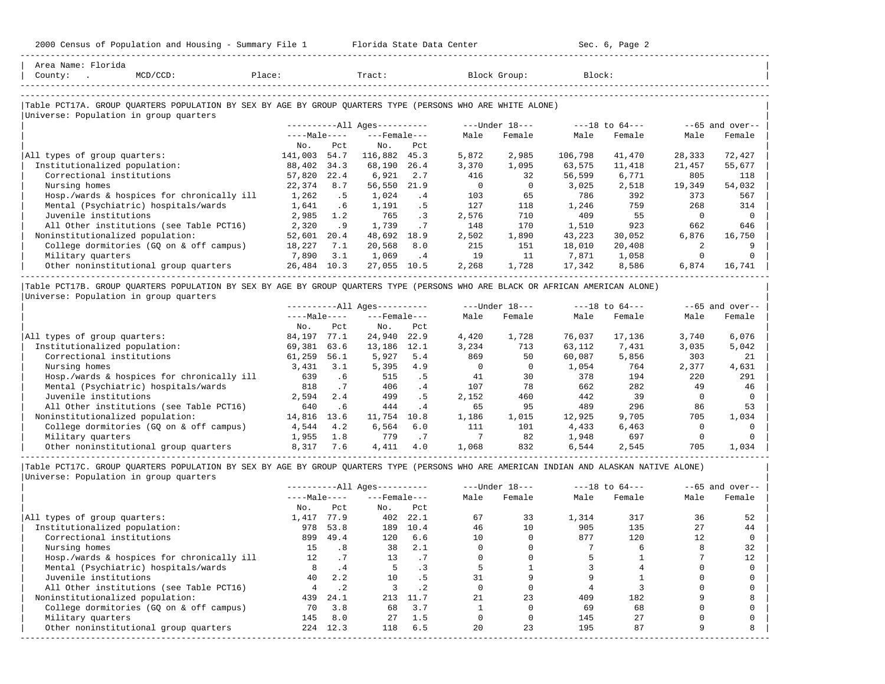Area Name: Florida
County: . MCD/CCD: Place: Tract: Block Group: Block:

## Table PCT17A. GROUP QUARTERS POPULATION BY SEX BY AGE BY GROUP QUARTERS TYPE (PERSONS WHO ARE WHITE ALONE)

Universe: Population in group quarters

| | All Ages: Male No. | Male Pct | Female No. | Female Pct | Under 18: Male | Under 18: Female | 18 to 64: Male | 18 to 64: Female | 65 and over: Male | 65 and over: Female |
|---|---|---|---|---|---|---|---|---|---|---|
| All types of group quarters: | 141,003 | 54.7 | 116,882 | 45.3 | 5,872 | 2,985 | 106,798 | 41,470 | 28,333 | 72,427 |
| Institutionalized population: | 88,402 | 34.3 | 68,190 | 26.4 | 3,370 | 1,095 | 63,575 | 11,418 | 21,457 | 55,677 |
| Correctional institutions | 57,820 | 22.4 | 6,921 | 2.7 | 416 | 32 | 56,599 | 6,771 | 805 | 118 |
| Nursing homes | 22,374 | 8.7 | 56,550 | 21.9 | 0 | 0 | 3,025 | 2,518 | 19,349 | 54,032 |
| Hosp./wards & hospices for chronically ill | 1,262 | .5 | 1,024 | .4 | 103 | 65 | 786 | 392 | 373 | 567 |
| Mental (Psychiatric) hospitals/wards | 1,641 | .6 | 1,191 | .5 | 127 | 118 | 1,246 | 759 | 268 | 314 |
| Juvenile institutions | 2,985 | 1.2 | 765 | .3 | 2,576 | 710 | 409 | 55 | 0 | 0 |
| All Other institutions (see Table PCT16) | 2,320 | .9 | 1,739 | .7 | 148 | 170 | 1,510 | 923 | 662 | 646 |
| Noninstitutionalized population: | 52,601 | 20.4 | 48,692 | 18.9 | 2,502 | 1,890 | 43,223 | 30,052 | 6,876 | 16,750 |
| College dormitories (GQ on & off campus) | 18,227 | 7.1 | 20,568 | 8.0 | 215 | 151 | 18,010 | 20,408 | 2 | 9 |
| Military quarters | 7,890 | 3.1 | 1,069 | .4 | 19 | 11 | 7,871 | 1,058 | 0 | 0 |
| Other noninstitutional group quarters | 26,484 | 10.3 | 27,055 | 10.5 | 2,268 | 1,728 | 17,342 | 8,586 | 6,874 | 16,741 |

## Table PCT17B. GROUP QUARTERS POPULATION BY SEX BY AGE BY GROUP QUARTERS TYPE (PERSONS WHO ARE BLACK OR AFRICAN AMERICAN ALONE)

Universe: Population in group quarters

| | All Ages: Male No. | Male Pct | Female No. | Female Pct | Under 18: Male | Under 18: Female | 18 to 64: Male | 18 to 64: Female | 65 and over: Male | 65 and over: Female |
|---|---|---|---|---|---|---|---|---|---|---|
| All types of group quarters: | 84,197 | 77.1 | 24,940 | 22.9 | 4,420 | 1,728 | 76,037 | 17,136 | 3,740 | 6,076 |
| Institutionalized population: | 69,381 | 63.6 | 13,186 | 12.1 | 3,234 | 713 | 63,112 | 7,431 | 3,035 | 5,042 |
| Correctional institutions | 61,259 | 56.1 | 5,927 | 5.4 | 869 | 50 | 60,087 | 5,856 | 303 | 21 |
| Nursing homes | 3,431 | 3.1 | 5,395 | 4.9 | 0 | 0 | 1,054 | 764 | 2,377 | 4,631 |
| Hosp./wards & hospices for chronically ill | 639 | .6 | 515 | .5 | 41 | 30 | 378 | 194 | 220 | 291 |
| Mental (Psychiatric) hospitals/wards | 818 | .7 | 406 | .4 | 107 | 78 | 662 | 282 | 49 | 46 |
| Juvenile institutions | 2,594 | 2.4 | 499 | .5 | 2,152 | 460 | 442 | 39 | 0 | 0 |
| All Other institutions (see Table PCT16) | 640 | .6 | 444 | .4 | 65 | 95 | 489 | 296 | 86 | 53 |
| Noninstitutionalized population: | 14,816 | 13.6 | 11,754 | 10.8 | 1,186 | 1,015 | 12,925 | 9,705 | 705 | 1,034 |
| College dormitories (GQ on & off campus) | 4,544 | 4.2 | 6,564 | 6.0 | 111 | 101 | 4,433 | 6,463 | 0 | 0 |
| Military quarters | 1,955 | 1.8 | 779 | .7 | 7 | 82 | 1,948 | 697 | 0 | 0 |
| Other noninstitutional group quarters | 8,317 | 7.6 | 4,411 | 4.0 | 1,068 | 832 | 6,544 | 2,545 | 705 | 1,034 |

## Table PCT17C. GROUP QUARTERS POPULATION BY SEX BY AGE BY GROUP QUARTERS TYPE (PERSONS WHO ARE AMERICAN INDIAN AND ALASKAN NATIVE ALONE)

Universe: Population in group quarters

| | All Ages: Male No. | Male Pct | Female No. | Female Pct | Under 18: Male | Under 18: Female | 18 to 64: Male | 18 to 64: Female | 65 and over: Male | 65 and over: Female |
|---|---|---|---|---|---|---|---|---|---|---|
| All types of group quarters: | 1,417 | 77.9 | 402 | 22.1 | 67 | 33 | 1,314 | 317 | 36 | 52 |
| Institutionalized population: | 978 | 53.8 | 189 | 10.4 | 46 | 10 | 905 | 135 | 27 | 44 |
| Correctional institutions | 899 | 49.4 | 120 | 6.6 | 10 | 0 | 877 | 120 | 12 | 0 |
| Nursing homes | 15 | .8 | 38 | 2.1 | 0 | 0 | 7 | 6 | 8 | 32 |
| Hosp./wards & hospices for chronically ill | 12 | .7 | 13 | .7 | 0 | 0 | 5 | 1 | 7 | 12 |
| Mental (Psychiatric) hospitals/wards | 8 | .4 | 5 | .3 | 5 | 1 | 3 | 4 | 0 | 0 |
| Juvenile institutions | 40 | 2.2 | 10 | .5 | 31 | 9 | 9 | 1 | 0 | 0 |
| All Other institutions (see Table PCT16) | 4 | .2 | 3 | .2 | 0 | 0 | 4 | 3 | 0 | 0 |
| Noninstitutionalized population: | 439 | 24.1 | 213 | 11.7 | 21 | 23 | 409 | 182 | 9 | 8 |
| College dormitories (GQ on & off campus) | 70 | 3.8 | 68 | 3.7 | 1 | 0 | 69 | 68 | 0 | 0 |
| Military quarters | 145 | 8.0 | 27 | 1.5 | 0 | 0 | 145 | 27 | 0 | 0 |
| Other noninstitutional group quarters | 224 | 12.3 | 118 | 6.5 | 20 | 23 | 195 | 87 | 9 | 8 |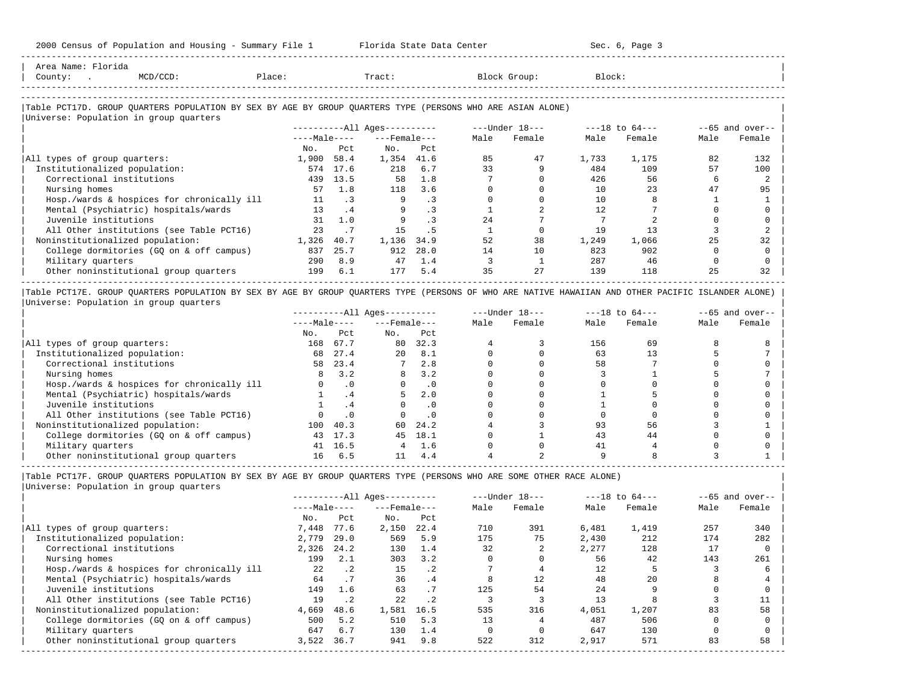Area Name: Florida
County: . MCD/CCD: Place: Tract: Block Group: Block:

Table PCT17D. GROUP QUARTERS POPULATION BY SEX BY AGE BY GROUP QUARTERS TYPE (PERSONS WHO ARE ASIAN ALONE)
Universe: Population in group quarters

| | All Ages: Male No. | All Ages: Male Pct | All Ages: Female No. | All Ages: Female Pct | Under 18: Male | Under 18: Female | 18 to 64: Male | 18 to 64: Female | 65 and over: Male | 65 and over: Female |
|---|---|---|---|---|---|---|---|---|---|---|
| All types of group quarters: | 1,900 | 58.4 | 1,354 | 41.6 | 85 | 47 | 1,733 | 1,175 | 82 | 132 |
| Institutionalized population: | 574 | 17.6 | 218 | 6.7 | 33 | 9 | 484 | 109 | 57 | 100 |
| Correctional institutions | 439 | 13.5 | 58 | 1.8 | 7 | 0 | 426 | 56 | 6 | 2 |
| Nursing homes | 57 | 1.8 | 118 | 3.6 | 0 | 0 | 10 | 23 | 47 | 95 |
| Hosp./wards & hospices for chronically ill | 11 | .3 | 9 | .3 | 0 | 0 | 10 | 8 | 1 | 1 |
| Mental (Psychiatric) hospitals/wards | 13 | .4 | 9 | .3 | 1 | 2 | 12 | 7 | 0 | 0 |
| Juvenile institutions | 31 | 1.0 | 9 | .3 | 24 | 7 | 7 | 2 | 0 | 0 |
| All Other institutions (see Table PCT16) | 23 | .7 | 15 | .5 | 1 | 0 | 19 | 13 | 3 | 2 |
| Noninstitutionalized population: | 1,326 | 40.7 | 1,136 | 34.9 | 52 | 38 | 1,249 | 1,066 | 25 | 32 |
| College dormitories (GQ on & off campus) | 837 | 25.7 | 912 | 28.0 | 14 | 10 | 823 | 902 | 0 | 0 |
| Military quarters | 290 | 8.9 | 47 | 1.4 | 3 | 1 | 287 | 46 | 0 | 0 |
| Other noninstitutional group quarters | 199 | 6.1 | 177 | 5.4 | 35 | 27 | 139 | 118 | 25 | 32 |

Table PCT17E. GROUP QUARTERS POPULATION BY SEX BY AGE BY GROUP QUARTERS TYPE (PERSONS OF WHO ARE NATIVE HAWAIIAN AND OTHER PACIFIC ISLANDER ALONE)
Universe: Population in group quarters

| | All Ages: Male No. | All Ages: Male Pct | All Ages: Female No. | All Ages: Female Pct | Under 18: Male | Under 18: Female | 18 to 64: Male | 18 to 64: Female | 65 and over: Male | 65 and over: Female |
|---|---|---|---|---|---|---|---|---|---|---|
| All types of group quarters: | 168 | 67.7 | 80 | 32.3 | 4 | 3 | 156 | 69 | 8 | 8 |
| Institutionalized population: | 68 | 27.4 | 20 | 8.1 | 0 | 0 | 63 | 13 | 5 | 7 |
| Correctional institutions | 58 | 23.4 | 7 | 2.8 | 0 | 0 | 58 | 7 | 0 | 0 |
| Nursing homes | 8 | 3.2 | 8 | 3.2 | 0 | 0 | 3 | 1 | 5 | 7 |
| Hosp./wards & hospices for chronically ill | 0 | .0 | 0 | .0 | 0 | 0 | 0 | 0 | 0 | 0 |
| Mental (Psychiatric) hospitals/wards | 1 | .4 | 5 | 2.0 | 0 | 0 | 1 | 5 | 0 | 0 |
| Juvenile institutions | 1 | .4 | 0 | .0 | 0 | 0 | 1 | 0 | 0 | 0 |
| All Other institutions (see Table PCT16) | 0 | .0 | 0 | .0 | 0 | 0 | 0 | 0 | 0 | 0 |
| Noninstitutionalized population: | 100 | 40.3 | 60 | 24.2 | 4 | 3 | 93 | 56 | 3 | 1 |
| College dormitories (GQ on & off campus) | 43 | 17.3 | 45 | 18.1 | 0 | 1 | 43 | 44 | 0 | 0 |
| Military quarters | 41 | 16.5 | 4 | 1.6 | 0 | 0 | 41 | 4 | 0 | 0 |
| Other noninstitutional group quarters | 16 | 6.5 | 11 | 4.4 | 4 | 2 | 9 | 8 | 3 | 1 |

Table PCT17F. GROUP QUARTERS POPULATION BY SEX BY AGE BY GROUP QUARTERS TYPE (PERSONS WHO ARE SOME OTHER RACE ALONE)
Universe: Population in group quarters

| | All Ages: Male No. | All Ages: Male Pct | All Ages: Female No. | All Ages: Female Pct | Under 18: Male | Under 18: Female | 18 to 64: Male | 18 to 64: Female | 65 and over: Male | 65 and over: Female |
|---|---|---|---|---|---|---|---|---|---|---|
| All types of group quarters: | 7,448 | 77.6 | 2,150 | 22.4 | 710 | 391 | 6,481 | 1,419 | 257 | 340 |
| Institutionalized population: | 2,779 | 29.0 | 569 | 5.9 | 175 | 75 | 2,430 | 212 | 174 | 282 |
| Correctional institutions | 2,326 | 24.2 | 130 | 1.4 | 32 | 2 | 2,277 | 128 | 17 | 0 |
| Nursing homes | 199 | 2.1 | 303 | 3.2 | 0 | 0 | 56 | 42 | 143 | 261 |
| Hosp./wards & hospices for chronically ill | 22 | .2 | 15 | .2 | 7 | 4 | 12 | 5 | 3 | 6 |
| Mental (Psychiatric) hospitals/wards | 64 | .7 | 36 | .4 | 8 | 12 | 48 | 20 | 8 | 4 |
| Juvenile institutions | 149 | 1.6 | 63 | .7 | 125 | 54 | 24 | 9 | 0 | 0 |
| All Other institutions (see Table PCT16) | 19 | .2 | 22 | .2 | 3 | 3 | 13 | 8 | 3 | 11 |
| Noninstitutionalized population: | 4,669 | 48.6 | 1,581 | 16.5 | 535 | 316 | 4,051 | 1,207 | 83 | 58 |
| College dormitories (GQ on & off campus) | 500 | 5.2 | 510 | 5.3 | 13 | 4 | 487 | 506 | 0 | 0 |
| Military quarters | 647 | 6.7 | 130 | 1.4 | 0 | 0 | 647 | 130 | 0 | 0 |
| Other noninstitutional group quarters | 3,522 | 36.7 | 941 | 9.8 | 522 | 312 | 2,917 | 571 | 83 | 58 |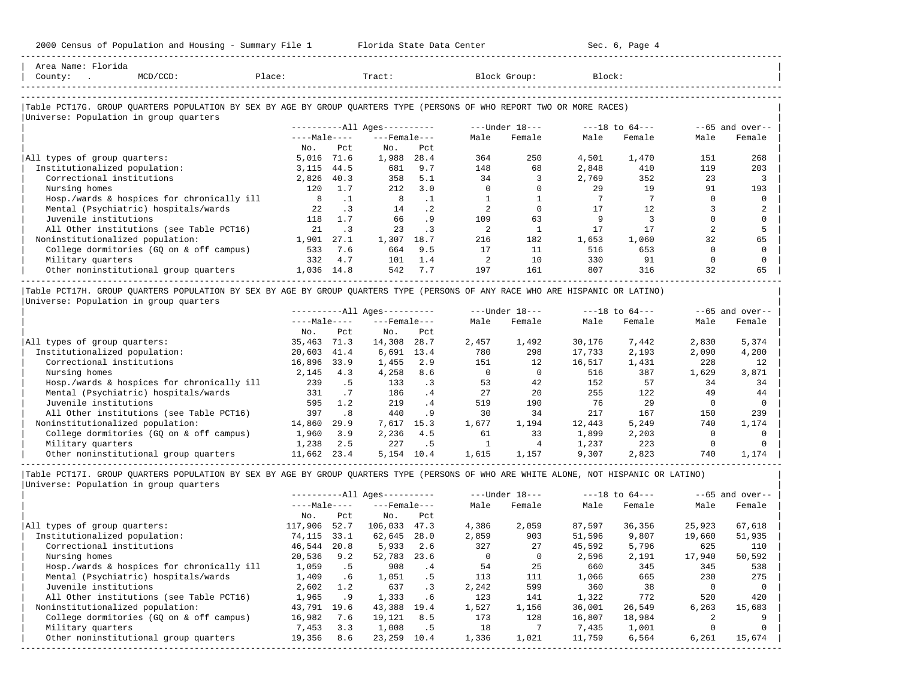2000 Census of Population and Housing - Summary File 1 Florida State Data Center Sec. 6, Page 4

Area Name: Florida
County: . MCD/CCD: Place: Tract: Block Group: Block:

Table PCT17G. GROUP QUARTERS POPULATION BY SEX BY AGE BY GROUP QUARTERS TYPE (PERSONS OF WHO REPORT TWO OR MORE RACES)
Universe: Population in group quarters

| | All Ages | | | | Under 18 | | 18 to 64 | | 65 and over | |
|---|---|---|---|---|---|---|---|---|---|---|
| | Male | | Female | | | | | | | |
| | No. | Pct | No. | Pct | Male | Female | Male | Female | Male | Female |
| All types of group quarters: | 5,016 | 71.6 | 1,988 | 28.4 | 364 | 250 | 4,501 | 1,470 | 151 | 268 |
| Institutionalized population: | 3,115 | 44.5 | 681 | 9.7 | 148 | 68 | 2,848 | 410 | 119 | 203 |
| Correctional institutions | 2,826 | 40.3 | 358 | 5.1 | 34 | 3 | 2,769 | 352 | 23 | 3 |
| Nursing homes | 120 | 1.7 | 212 | 3.0 | 0 | 0 | 29 | 19 | 91 | 193 |
| Hosp./wards & hospices for chronically ill | 8 | .1 | 8 | .1 | 1 | 1 | 7 | 7 | 0 | 0 |
| Mental (Psychiatric) hospitals/wards | 22 | .3 | 14 | .2 | 2 | 0 | 17 | 12 | 3 | 2 |
| Juvenile institutions | 118 | 1.7 | 66 | .9 | 109 | 63 | 9 | 3 | 0 | 0 |
| All Other institutions (see Table PCT16) | 21 | .3 | 23 | .3 | 2 | 1 | 17 | 17 | 2 | 5 |
| Noninstitutionalized population: | 1,901 | 27.1 | 1,307 | 18.7 | 216 | 182 | 1,653 | 1,060 | 32 | 65 |
| College dormitories (GQ on & off campus) | 533 | 7.6 | 664 | 9.5 | 17 | 11 | 516 | 653 | 0 | 0 |
| Military quarters | 332 | 4.7 | 101 | 1.4 | 2 | 10 | 330 | 91 | 0 | 0 |
| Other noninstitutional group quarters | 1,036 | 14.8 | 542 | 7.7 | 197 | 161 | 807 | 316 | 32 | 65 |

Table PCT17H. GROUP QUARTERS POPULATION BY SEX BY AGE BY GROUP QUARTERS TYPE (PERSONS OF ANY RACE WHO ARE HISPANIC OR LATINO)
Universe: Population in group quarters

| | All Ages | | | | Under 18 | | 18 to 64 | | 65 and over | |
|---|---|---|---|---|---|---|---|---|---|---|
| | Male | | Female | | | | | | | |
| | No. | Pct | No. | Pct | Male | Female | Male | Female | Male | Female |
| All types of group quarters: | 35,463 | 71.3 | 14,308 | 28.7 | 2,457 | 1,492 | 30,176 | 7,442 | 2,830 | 5,374 |
| Institutionalized population: | 20,603 | 41.4 | 6,691 | 13.4 | 780 | 298 | 17,733 | 2,193 | 2,090 | 4,200 |
| Correctional institutions | 16,896 | 33.9 | 1,455 | 2.9 | 151 | 12 | 16,517 | 1,431 | 228 | 12 |
| Nursing homes | 2,145 | 4.3 | 4,258 | 8.6 | 0 | 0 | 516 | 387 | 1,629 | 3,871 |
| Hosp./wards & hospices for chronically ill | 239 | .5 | 133 | .3 | 53 | 42 | 152 | 57 | 34 | 34 |
| Mental (Psychiatric) hospitals/wards | 331 | .7 | 186 | .4 | 27 | 20 | 255 | 122 | 49 | 44 |
| Juvenile institutions | 595 | 1.2 | 219 | .4 | 519 | 190 | 76 | 29 | 0 | 0 |
| All Other institutions (see Table PCT16) | 397 | .8 | 440 | .9 | 30 | 34 | 217 | 167 | 150 | 239 |
| Noninstitutionalized population: | 14,860 | 29.9 | 7,617 | 15.3 | 1,677 | 1,194 | 12,443 | 5,249 | 740 | 1,174 |
| College dormitories (GQ on & off campus) | 1,960 | 3.9 | 2,236 | 4.5 | 61 | 33 | 1,899 | 2,203 | 0 | 0 |
| Military quarters | 1,238 | 2.5 | 227 | .5 | 1 | 4 | 1,237 | 223 | 0 | 0 |
| Other noninstitutional group quarters | 11,662 | 23.4 | 5,154 | 10.4 | 1,615 | 1,157 | 9,307 | 2,823 | 740 | 1,174 |

Table PCT17I. GROUP QUARTERS POPULATION BY SEX BY AGE BY GROUP QUARTERS TYPE (PERSONS OF WHO ARE WHITE ALONE, NOT HISPANIC OR LATINO)
Universe: Population in group quarters

| | All Ages | | | | Under 18 | | 18 to 64 | | 65 and over | |
|---|---|---|---|---|---|---|---|---|---|---|
| | Male | | Female | | | | | | | |
| | No. | Pct | No. | Pct | Male | Female | Male | Female | Male | Female |
| All types of group quarters: | 117,906 | 52.7 | 106,033 | 47.3 | 4,386 | 2,059 | 87,597 | 36,356 | 25,923 | 67,618 |
| Institutionalized population: | 74,115 | 33.1 | 62,645 | 28.0 | 2,859 | 903 | 51,596 | 9,807 | 19,660 | 51,935 |
| Correctional institutions | 46,544 | 20.8 | 5,933 | 2.6 | 327 | 27 | 45,592 | 5,796 | 625 | 110 |
| Nursing homes | 20,536 | 9.2 | 52,783 | 23.6 | 0 | 0 | 2,596 | 2,191 | 17,940 | 50,592 |
| Hosp./wards & hospices for chronically ill | 1,059 | .5 | 908 | .4 | 54 | 25 | 660 | 345 | 345 | 538 |
| Mental (Psychiatric) hospitals/wards | 1,409 | .6 | 1,051 | .5 | 113 | 111 | 1,066 | 665 | 230 | 275 |
| Juvenile institutions | 2,602 | 1.2 | 637 | .3 | 2,242 | 599 | 360 | 38 | 0 | 0 |
| All Other institutions (see Table PCT16) | 1,965 | .9 | 1,333 | .6 | 123 | 141 | 1,322 | 772 | 520 | 420 |
| Noninstitutionalized population: | 43,791 | 19.6 | 43,388 | 19.4 | 1,527 | 1,156 | 36,001 | 26,549 | 6,263 | 15,683 |
| College dormitories (GQ on & off campus) | 16,982 | 7.6 | 19,121 | 8.5 | 173 | 128 | 16,807 | 18,984 | 2 | 9 |
| Military quarters | 7,453 | 3.3 | 1,008 | .5 | 18 | 7 | 7,435 | 1,001 | 0 | 0 |
| Other noninstitutional group quarters | 19,356 | 8.6 | 23,259 | 10.4 | 1,336 | 1,021 | 11,759 | 6,564 | 6,261 | 15,674 |